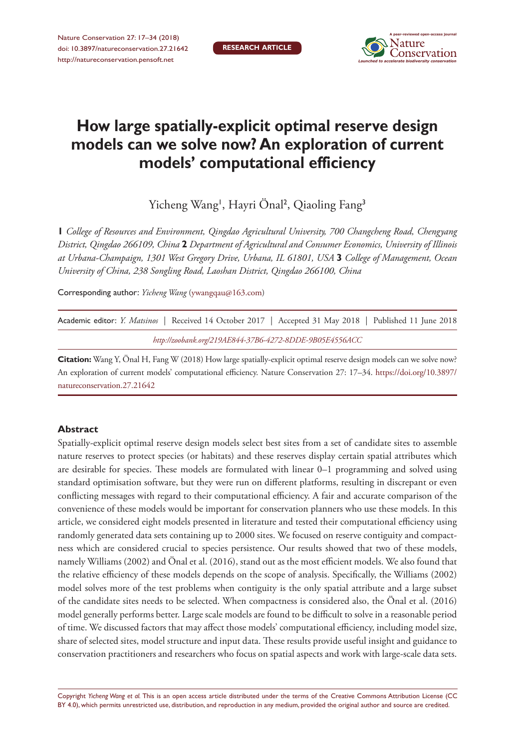RESEARCH ARTICLE

# How large spatially-explicit optimal reserve design models can we solve now? An exploration of current models' computational efficiency

Yicheng Wang[1], Hayri Önal[2], Qiaoling Fang[3]

**1** *College of Resources and Environment, Qingdao Agricultural University, 700 Changcheng Road, Chengyang District, Qingdao 266109, China* **2** *Department of Agricultural and Consumer Economics, University of Illinois at Urbana-Champaign, 1301 West Gregory Drive, Urbana, IL 61801, USA* **3** *College of Management, Ocean University of China, 238 Songling Road, Laoshan District, Qingdao 266100, China*

Corresponding author: *Yicheng Wang* (ywangqau@163.com)

Academic editor: *Y. Matsinos* | Received 14 October 2017 | Accepted 31 May 2018 | Published 11 June 2018

*http://zoobank.org/219AE844-37B6-4272-8DDE-9B05E4556ACC*

**Citation:** Wang Y, Önal H, Fang W (2018) How large spatially-explicit optimal reserve design models can we solve now? An exploration of current models' computational efficiency. Nature Conservation 27: 17–34. https://doi.org/10.3897/natureconservation.27.21642

## Abstract

Spatially-explicit optimal reserve design models select best sites from a set of candidate sites to assemble nature reserves to protect species (or habitats) and these reserves display certain spatial attributes which are desirable for species. These models are formulated with linear 0–1 programming and solved using standard optimisation software, but they were run on different platforms, resulting in discrepant or even conflicting messages with regard to their computational efficiency. A fair and accurate comparison of the convenience of these models would be important for conservation planners who use these models. In this article, we considered eight models presented in literature and tested their computational efficiency using randomly generated data sets containing up to 2000 sites. We focused on reserve contiguity and compactness which are considered crucial to species persistence. Our results showed that two of these models, namely Williams (2002) and Önal et al. (2016), stand out as the most efficient models. We also found that the relative efficiency of these models depends on the scope of analysis. Specifically, the Williams (2002) model solves more of the test problems when contiguity is the only spatial attribute and a large subset of the candidate sites needs to be selected. When compactness is considered also, the Önal et al. (2016) model generally performs better. Large scale models are found to be difficult to solve in a reasonable period of time. We discussed factors that may affect those models' computational efficiency, including model size, share of selected sites, model structure and input data. These results provide useful insight and guidance to conservation practitioners and researchers who focus on spatial aspects and work with large-scale data sets.

Copyright *Yicheng Wang et al.* This is an open access article distributed under the terms of the Creative Commons Attribution License (CC BY 4.0), which permits unrestricted use, distribution, and reproduction in any medium, provided the original author and source are credited.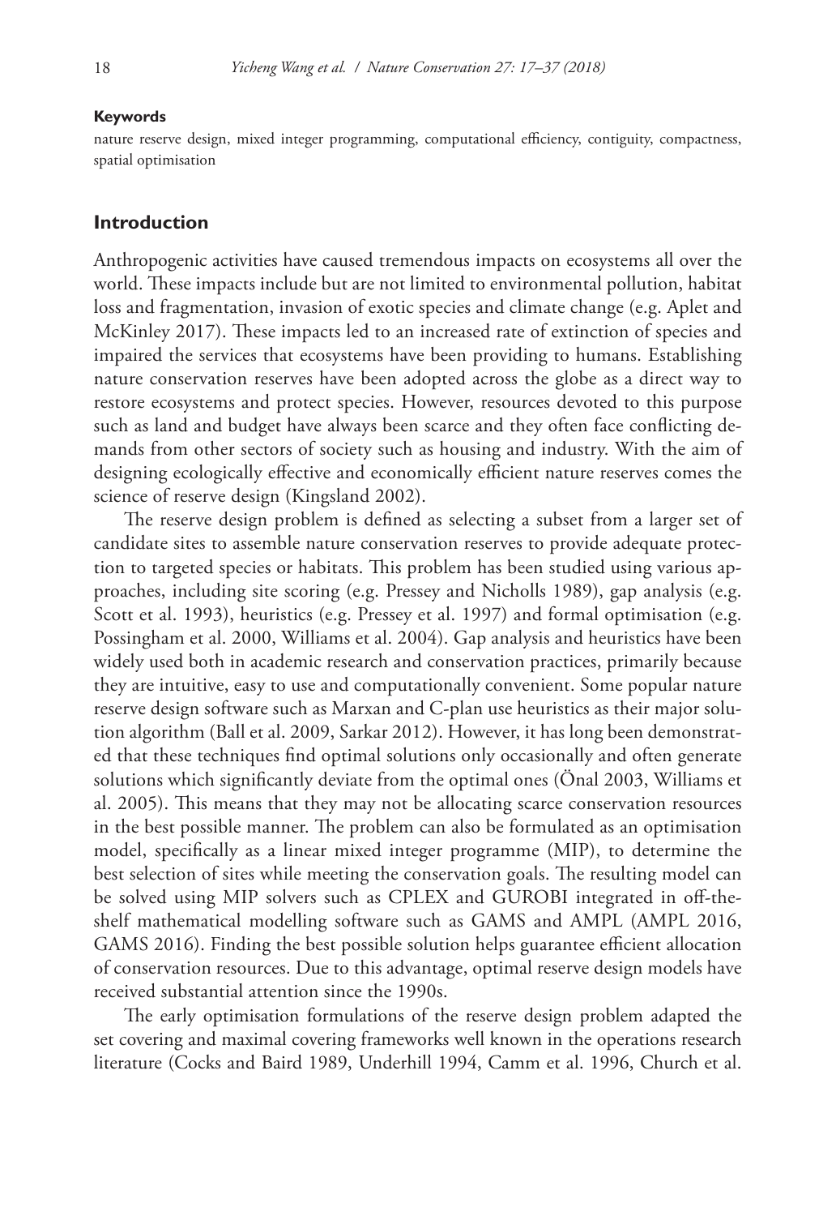**Keywords**

nature reserve design, mixed integer programming, computational efficiency, contiguity, compactness, spatial optimisation

## Introduction

Anthropogenic activities have caused tremendous impacts on ecosystems all over the world. These impacts include but are not limited to environmental pollution, habitat loss and fragmentation, invasion of exotic species and climate change (e.g. Aplet and McKinley 2017). These impacts led to an increased rate of extinction of species and impaired the services that ecosystems have been providing to humans. Establishing nature conservation reserves have been adopted across the globe as a direct way to restore ecosystems and protect species. However, resources devoted to this purpose such as land and budget have always been scarce and they often face conflicting demands from other sectors of society such as housing and industry. With the aim of designing ecologically effective and economically efficient nature reserves comes the science of reserve design (Kingsland 2002).

The reserve design problem is defined as selecting a subset from a larger set of candidate sites to assemble nature conservation reserves to provide adequate protection to targeted species or habitats. This problem has been studied using various approaches, including site scoring (e.g. Pressey and Nicholls 1989), gap analysis (e.g. Scott et al. 1993), heuristics (e.g. Pressey et al. 1997) and formal optimisation (e.g. Possingham et al. 2000, Williams et al. 2004). Gap analysis and heuristics have been widely used both in academic research and conservation practices, primarily because they are intuitive, easy to use and computationally convenient. Some popular nature reserve design software such as Marxan and C-plan use heuristics as their major solution algorithm (Ball et al. 2009, Sarkar 2012). However, it has long been demonstrated that these techniques find optimal solutions only occasionally and often generate solutions which significantly deviate from the optimal ones (Önal 2003, Williams et al. 2005). This means that they may not be allocating scarce conservation resources in the best possible manner. The problem can also be formulated as an optimisation model, specifically as a linear mixed integer programme (MIP), to determine the best selection of sites while meeting the conservation goals. The resulting model can be solved using MIP solvers such as CPLEX and GUROBI integrated in off-the-shelf mathematical modelling software such as GAMS and AMPL (AMPL 2016, GAMS 2016). Finding the best possible solution helps guarantee efficient allocation of conservation resources. Due to this advantage, optimal reserve design models have received substantial attention since the 1990s.

The early optimisation formulations of the reserve design problem adapted the set covering and maximal covering frameworks well known in the operations research literature (Cocks and Baird 1989, Underhill 1994, Camm et al. 1996, Church et al.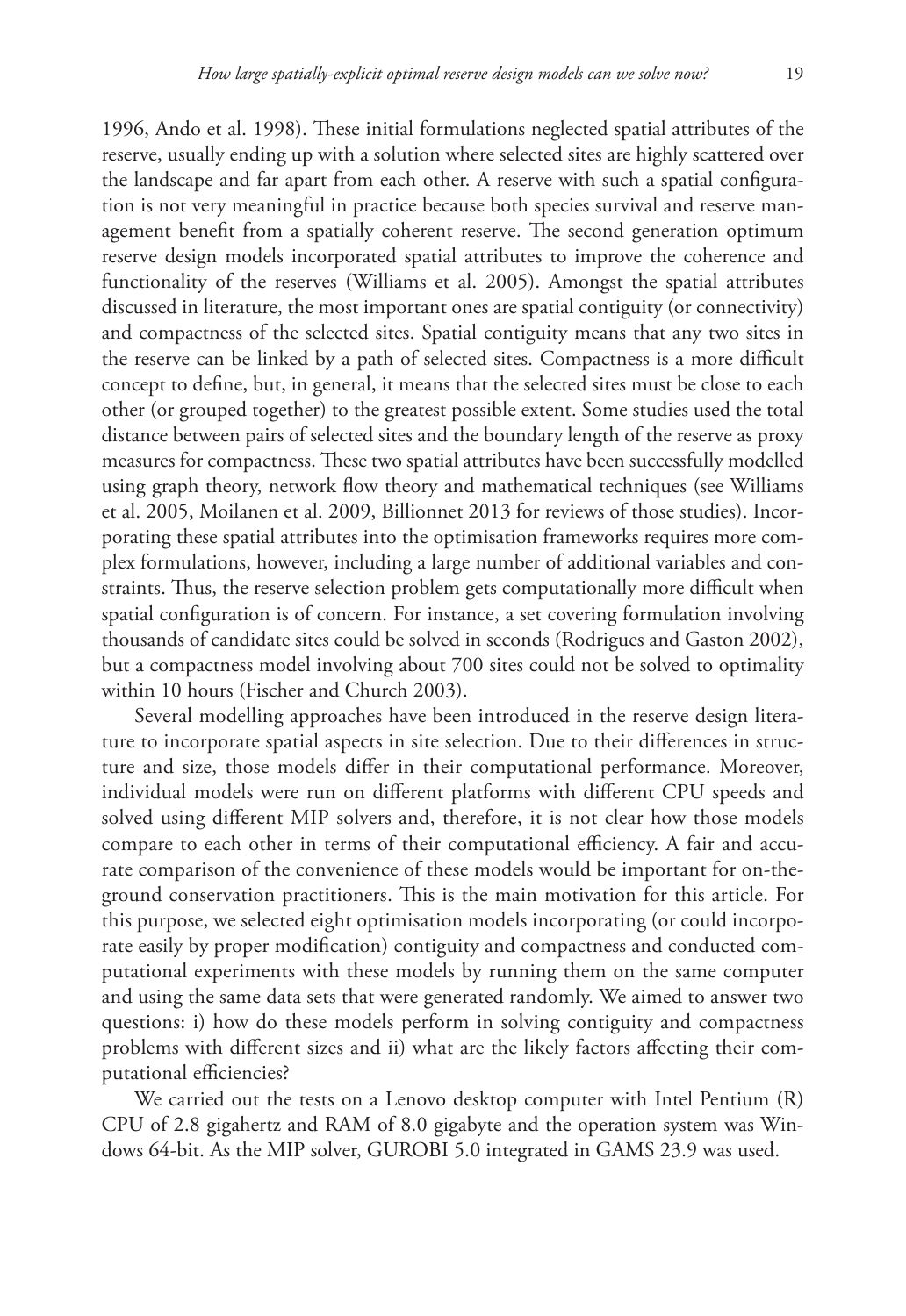1996, Ando et al. 1998). These initial formulations neglected spatial attributes of the reserve, usually ending up with a solution where selected sites are highly scattered over the landscape and far apart from each other. A reserve with such a spatial configuration is not very meaningful in practice because both species survival and reserve management benefit from a spatially coherent reserve. The second generation optimum reserve design models incorporated spatial attributes to improve the coherence and functionality of the reserves (Williams et al. 2005). Amongst the spatial attributes discussed in literature, the most important ones are spatial contiguity (or connectivity) and compactness of the selected sites. Spatial contiguity means that any two sites in the reserve can be linked by a path of selected sites. Compactness is a more difficult concept to define, but, in general, it means that the selected sites must be close to each other (or grouped together) to the greatest possible extent. Some studies used the total distance between pairs of selected sites and the boundary length of the reserve as proxy measures for compactness. These two spatial attributes have been successfully modelled using graph theory, network flow theory and mathematical techniques (see Williams et al. 2005, Moilanen et al. 2009, Billionnet 2013 for reviews of those studies). Incorporating these spatial attributes into the optimisation frameworks requires more complex formulations, however, including a large number of additional variables and constraints. Thus, the reserve selection problem gets computationally more difficult when spatial configuration is of concern. For instance, a set covering formulation involving thousands of candidate sites could be solved in seconds (Rodrigues and Gaston 2002), but a compactness model involving about 700 sites could not be solved to optimality within 10 hours (Fischer and Church 2003).

Several modelling approaches have been introduced in the reserve design literature to incorporate spatial aspects in site selection. Due to their differences in structure and size, those models differ in their computational performance. Moreover, individual models were run on different platforms with different CPU speeds and solved using different MIP solvers and, therefore, it is not clear how those models compare to each other in terms of their computational efficiency. A fair and accurate comparison of the convenience of these models would be important for on-the-ground conservation practitioners. This is the main motivation for this article. For this purpose, we selected eight optimisation models incorporating (or could incorporate easily by proper modification) contiguity and compactness and conducted computational experiments with these models by running them on the same computer and using the same data sets that were generated randomly. We aimed to answer two questions: i) how do these models perform in solving contiguity and compactness problems with different sizes and ii) what are the likely factors affecting their computational efficiencies?

We carried out the tests on a Lenovo desktop computer with Intel Pentium (R) CPU of 2.8 gigahertz and RAM of 8.0 gigabyte and the operation system was Windows 64-bit. As the MIP solver, GUROBI 5.0 integrated in GAMS 23.9 was used.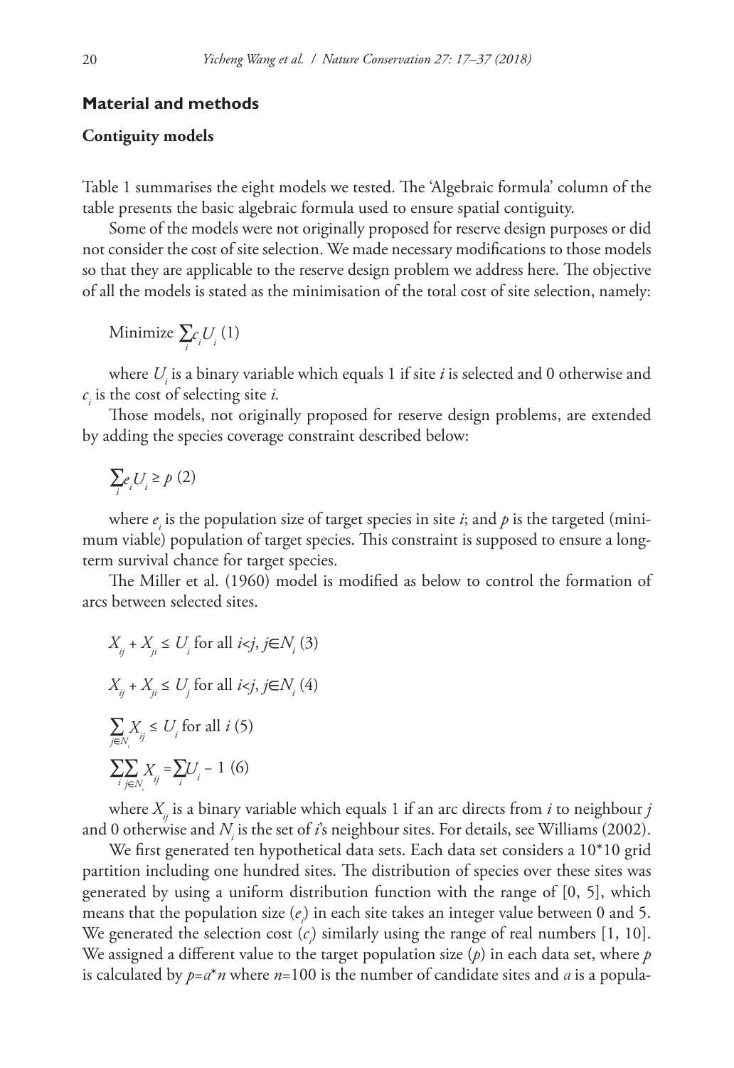## Material and methods

### Contiguity models

Table 1 summarises the eight models we tested. The 'Algebraic formula' column of the table presents the basic algebraic formula used to ensure spatial contiguity.

Some of the models were not originally proposed for reserve design purposes or did not consider the cost of site selection. We made necessary modifications to those models so that they are applicable to the reserve design problem we address here. The objective of all the models is stated as the minimisation of the total cost of site selection, namely:

$$\text{Minimize } \sum_i c_i U_i \quad (1)$$

where $U_i$ is a binary variable which equals 1 if site *i* is selected and 0 otherwise and $c_i$ is the cost of selecting site *i.*

Those models, not originally proposed for reserve design problems, are extended by adding the species coverage constraint described below:

$$\sum_i e_i U_i \geq p \quad (2)$$

where $e_i$ is the population size of target species in site *i*; and *p* is the targeted (minimum viable) population of target species. This constraint is supposed to ensure a long-term survival chance for target species.

The Miller et al. (1960) model is modified as below to control the formation of arcs between selected sites.

$$X_{ij} + X_{ji} \leq U_i \text{ for all } i<j, j \in N_i \quad (3)$$

$$X_{ij} + X_{ji} \leq U_j \text{ for all } i<j, j \in N_i \quad (4)$$

$$\sum_{j \in N_i} X_{ij} \leq U_i \text{ for all } i \quad (5)$$

$$\sum_i \sum_{j \in N_i} X_{ij} = \sum_i U_i - 1 \quad (6)$$

where $X_{ij}$ is a binary variable which equals 1 if an arc directs from *i* to neighbour *j* and 0 otherwise and $N_i$ is the set of *i*'s neighbour sites. For details, see Williams (2002).

We first generated ten hypothetical data sets. Each data set considers a 10*10 grid partition including one hundred sites. The distribution of species over these sites was generated by using a uniform distribution function with the range of [0, 5], which means that the population size ($e_i$) in each site takes an integer value between 0 and 5. We generated the selection cost ($c_i$) similarly using the range of real numbers [1, 10]. We assigned a different value to the target population size (*p*) in each data set, where *p* is calculated by $p=a*n$ where $n=100$ is the number of candidate sites and *a* is a popula-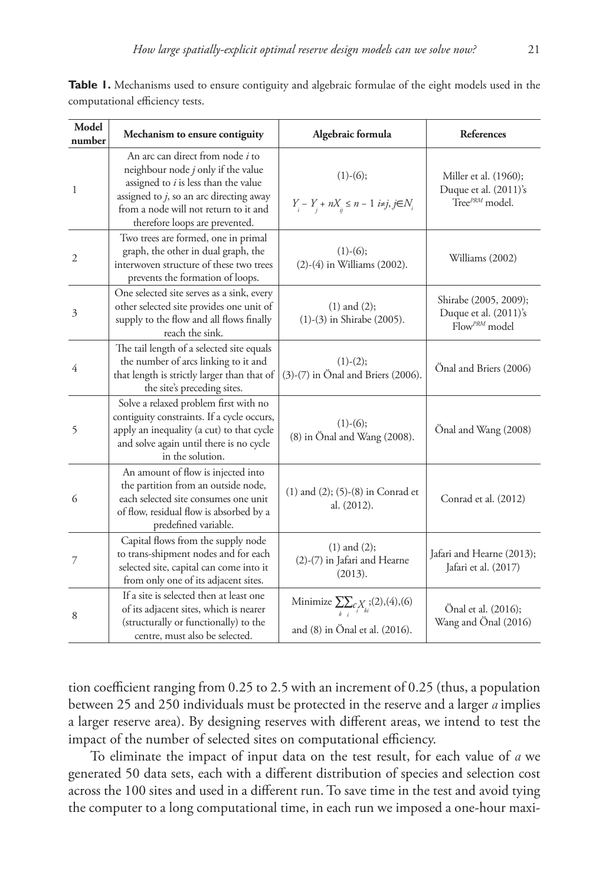**Table 1.** Mechanisms used to ensure contiguity and algebraic formulae of the eight models used in the computational efficiency tests.

| Model number | Mechanism to ensure contiguity | Algebraic formula | References |
|---|---|---|---|
| 1 | An arc can direct from node *i* to neighbour node *j* only if the value assigned to *i* is less than the value assigned to *j*, so an arc directing away from a node will not return to it and therefore loops are prevented. | (1)-(6); $Y_i - Y_j + nX_{ij} \leq n - 1 \; i \neq j, j \in N_i$ | Miller et al. (1960); Duque et al. (2011)'s Tree$^{PRM}$ model. |
| 2 | Two trees are formed, one in primal graph, the other in dual graph, the interwoven structure of these two trees prevents the formation of loops. | (1)-(6); (2)-(4) in Williams (2002). | Williams (2002) |
| 3 | One selected site serves as a sink, every other selected site provides one unit of supply to the flow and all flows finally reach the sink. | (1) and (2); (1)-(3) in Shirabe (2005). | Shirabe (2005, 2009); Duque et al. (2011)'s Flow$^{PRM}$ model |
| 4 | The tail length of a selected site equals the number of arcs linking to it and that length is strictly larger than that of the site's preceding sites. | (1)-(2); (3)-(7) in Önal and Briers (2006). | Önal and Briers (2006) |
| 5 | Solve a relaxed problem first with no contiguity constraints. If a cycle occurs, apply an inequality (a cut) to that cycle and solve again until there is no cycle in the solution. | (1)-(6); (8) in Önal and Wang (2008). | Önal and Wang (2008) |
| 6 | An amount of flow is injected into the partition from an outside node, each selected site consumes one unit of flow, residual flow is absorbed by a predefined variable. | (1) and (2); (5)-(8) in Conrad et al. (2012). | Conrad et al. (2012) |
| 7 | Capital flows from the supply node to trans-shipment nodes and for each selected site, capital can come into it from only one of its adjacent sites. | (1) and (2); (2)-(7) in Jafari and Hearne (2013). | Jafari and Hearne (2013); Jafari et al. (2017) |
| 8 | If a site is selected then at least one of its adjacent sites, which is nearer (structurally or functionally) to the centre, must also be selected. | Minimize $\sum_k \sum_i c_i X_{ki}$;(2),(4),(6) and (8) in Önal et al. (2016). | Önal et al. (2016); Wang and Önal (2016) |

tion coefficient ranging from 0.25 to 2.5 with an increment of 0.25 (thus, a population between 25 and 250 individuals must be protected in the reserve and a larger *a* implies a larger reserve area). By designing reserves with different areas, we intend to test the impact of the number of selected sites on computational efficiency.

To eliminate the impact of input data on the test result, for each value of *a* we generated 50 data sets, each with a different distribution of species and selection cost across the 100 sites and used in a different run. To save time in the test and avoid tying the computer to a long computational time, in each run we imposed a one-hour maxi-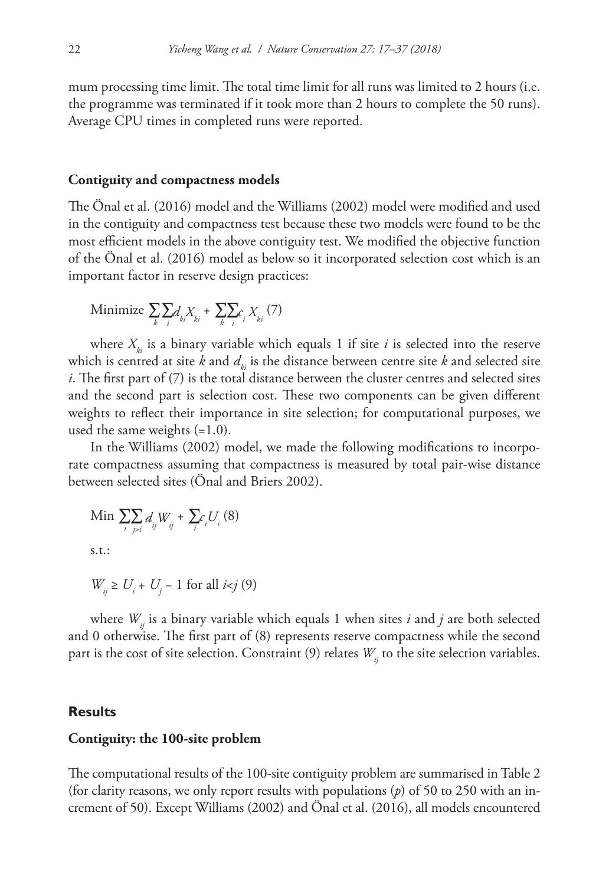mum processing time limit. The total time limit for all runs was limited to 2 hours (i.e. the programme was terminated if it took more than 2 hours to complete the 50 runs). Average CPU times in completed runs were reported.

### Contiguity and compactness models

The Önal et al. (2016) model and the Williams (2002) model were modified and used in the contiguity and compactness test because these two models were found to be the most efficient models in the above contiguity test. We modified the objective function of the Önal et al. (2016) model as below so it incorporated selection cost which is an important factor in reserve design practices:

$$\text{Minimize } \sum_k \sum_i d_{ki} X_{ki} + \sum_k \sum_i c_i X_{ki} \quad (7)$$

where $X_{ki}$ is a binary variable which equals 1 if site $i$ is selected into the reserve which is centred at site $k$ and $d_{ki}$ is the distance between centre site $k$ and selected site $i$. The first part of (7) is the total distance between the cluster centres and selected sites and the second part is selection cost. These two components can be given different weights to reflect their importance in site selection; for computational purposes, we used the same weights (=1.0).

In the Williams (2002) model, we made the following modifications to incorporate compactness assuming that compactness is measured by total pair-wise distance between selected sites (Önal and Briers 2002).

$$\text{Min } \sum_i \sum_{j>i} d_{ij} W_{ij} + \sum_i c_i U_i \quad (8)$$

s.t.:

$$W_{ij} \geq U_i + U_j - 1 \text{ for all } i<j \quad (9)$$

where $W_{ij}$ is a binary variable which equals 1 when sites $i$ and $j$ are both selected and 0 otherwise. The first part of (8) represents reserve compactness while the second part is the cost of site selection. Constraint (9) relates $W_{ij}$ to the site selection variables.

## Results

### Contiguity: the 100-site problem

The computational results of the 100-site contiguity problem are summarised in Table 2 (for clarity reasons, we only report results with populations ($p$) of 50 to 250 with an increment of 50). Except Williams (2002) and Önal et al. (2016), all models encountered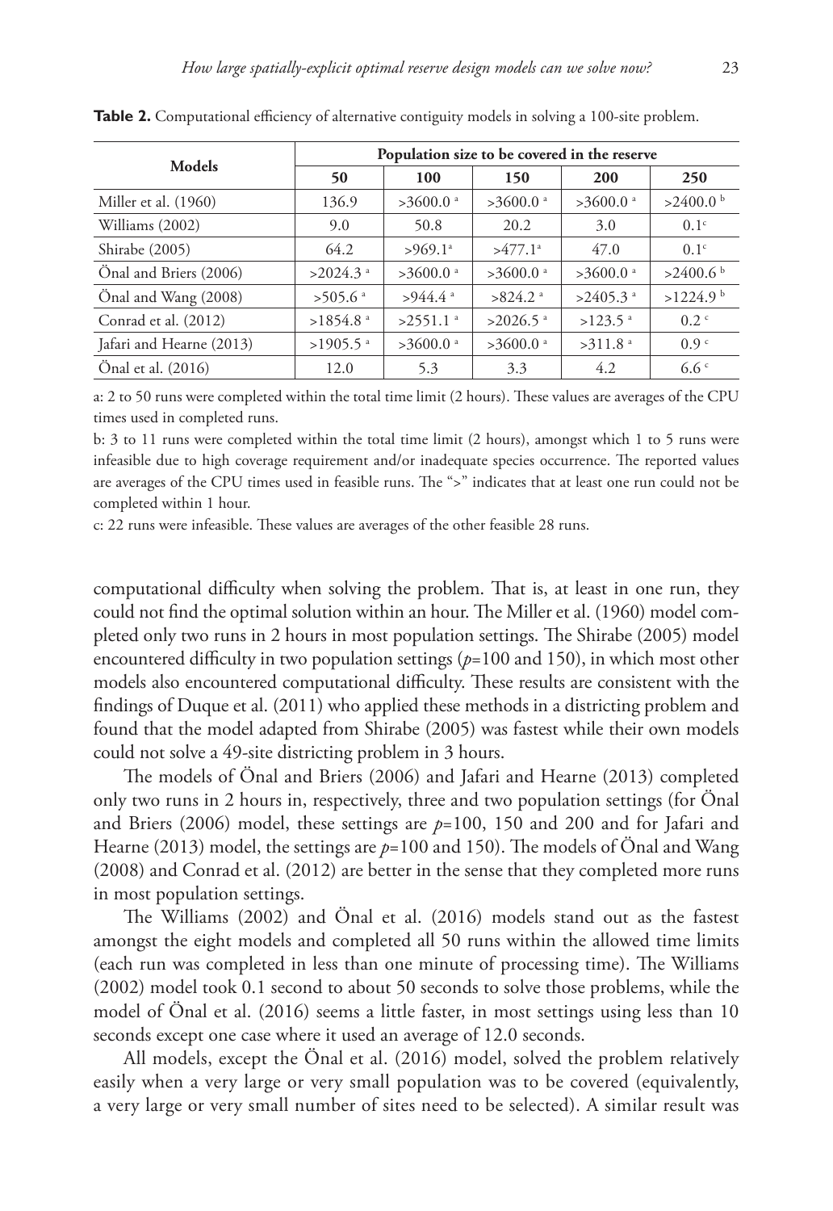**Table 2.** Computational efficiency of alternative contiguity models in solving a 100-site problem.

| Models | Population size to be covered in the reserve | | | | |
|---|---|---|---|---|---|
| | 50 | 100 | 150 | 200 | 250 |
| Miller et al. (1960) | 136.9 | >3600.0 [a] | >3600.0 [a] | >3600.0 [a] | >2400.0 [b] |
| Williams (2002) | 9.0 | 50.8 | 20.2 | 3.0 | 0.1[c] |
| Shirabe (2005) | 64.2 | >969.1[a] | >477.1[a] | 47.0 | 0.1[c] |
| Önal and Briers (2006) | >2024.3 [a] | >3600.0 [a] | >3600.0 [a] | >3600.0 [a] | >2400.6 [b] |
| Önal and Wang (2008) | >505.6 [a] | >944.4 [a] | >824.2 [a] | >2405.3 [a] | >1224.9 [b] |
| Conrad et al. (2012) | >1854.8 [a] | >2551.1 [a] | >2026.5 [a] | >123.5 [a] | 0.2 [c] |
| Jafari and Hearne (2013) | >1905.5 [a] | >3600.0 [a] | >3600.0 [a] | >311.8 [a] | 0.9 [c] |
| Önal et al. (2016) | 12.0 | 5.3 | 3.3 | 4.2 | 6.6 [c] |

a: 2 to 50 runs were completed within the total time limit (2 hours). These values are averages of the CPU times used in completed runs.

b: 3 to 11 runs were completed within the total time limit (2 hours), amongst which 1 to 5 runs were infeasible due to high coverage requirement and/or inadequate species occurrence. The reported values are averages of the CPU times used in feasible runs. The ">" indicates that at least one run could not be completed within 1 hour.

c: 22 runs were infeasible. These values are averages of the other feasible 28 runs.

computational difficulty when solving the problem. That is, at least in one run, they could not find the optimal solution within an hour. The Miller et al. (1960) model completed only two runs in 2 hours in most population settings. The Shirabe (2005) model encountered difficulty in two population settings ($p$=100 and 150), in which most other models also encountered computational difficulty. These results are consistent with the findings of Duque et al. (2011) who applied these methods in a districting problem and found that the model adapted from Shirabe (2005) was fastest while their own models could not solve a 49-site districting problem in 3 hours.

The models of Önal and Briers (2006) and Jafari and Hearne (2013) completed only two runs in 2 hours in, respectively, three and two population settings (for Önal and Briers (2006) model, these settings are $p$=100, 150 and 200 and for Jafari and Hearne (2013) model, the settings are $p$=100 and 150). The models of Önal and Wang (2008) and Conrad et al. (2012) are better in the sense that they completed more runs in most population settings.

The Williams (2002) and Önal et al. (2016) models stand out as the fastest amongst the eight models and completed all 50 runs within the allowed time limits (each run was completed in less than one minute of processing time). The Williams (2002) model took 0.1 second to about 50 seconds to solve those problems, while the model of Önal et al. (2016) seems a little faster, in most settings using less than 10 seconds except one case where it used an average of 12.0 seconds.

All models, except the Önal et al. (2016) model, solved the problem relatively easily when a very large or very small population was to be covered (equivalently, a very large or very small number of sites need to be selected). A similar result was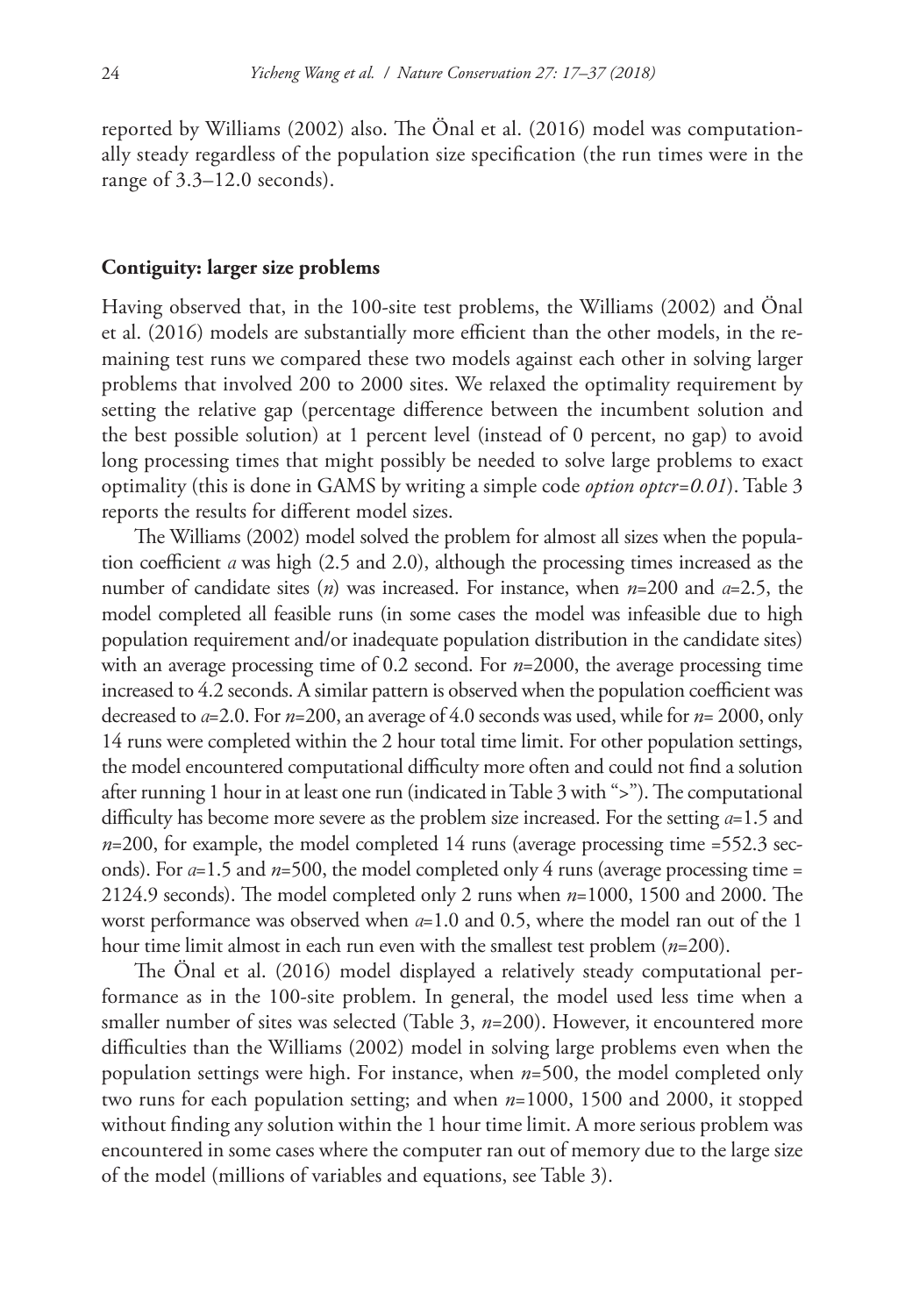reported by Williams (2002) also. The Önal et al. (2016) model was computationally steady regardless of the population size specification (the run times were in the range of 3.3–12.0 seconds).

### Contiguity: larger size problems

Having observed that, in the 100-site test problems, the Williams (2002) and Önal et al. (2016) models are substantially more efficient than the other models, in the remaining test runs we compared these two models against each other in solving larger problems that involved 200 to 2000 sites. We relaxed the optimality requirement by setting the relative gap (percentage difference between the incumbent solution and the best possible solution) at 1 percent level (instead of 0 percent, no gap) to avoid long processing times that might possibly be needed to solve large problems to exact optimality (this is done in GAMS by writing a simple code *option optcr=0.01*). Table 3 reports the results for different model sizes.

The Williams (2002) model solved the problem for almost all sizes when the population coefficient $a$ was high (2.5 and 2.0), although the processing times increased as the number of candidate sites ($n$) was increased. For instance, when $n$=200 and $a$=2.5, the model completed all feasible runs (in some cases the model was infeasible due to high population requirement and/or inadequate population distribution in the candidate sites) with an average processing time of 0.2 second. For $n$=2000, the average processing time increased to 4.2 seconds. A similar pattern is observed when the population coefficient was decreased to $a$=2.0. For $n$=200, an average of 4.0 seconds was used, while for $n$= 2000, only 14 runs were completed within the 2 hour total time limit. For other population settings, the model encountered computational difficulty more often and could not find a solution after running 1 hour in at least one run (indicated in Table 3 with ">"). The computational difficulty has become more severe as the problem size increased. For the setting $a$=1.5 and $n$=200, for example, the model completed 14 runs (average processing time =552.3 seconds). For $a$=1.5 and $n$=500, the model completed only 4 runs (average processing time = 2124.9 seconds). The model completed only 2 runs when $n$=1000, 1500 and 2000. The worst performance was observed when $a$=1.0 and 0.5, where the model ran out of the 1 hour time limit almost in each run even with the smallest test problem ($n$=200).

The Önal et al. (2016) model displayed a relatively steady computational performance as in the 100-site problem. In general, the model used less time when a smaller number of sites was selected (Table 3, $n$=200). However, it encountered more difficulties than the Williams (2002) model in solving large problems even when the population settings were high. For instance, when $n$=500, the model completed only two runs for each population setting; and when $n$=1000, 1500 and 2000, it stopped without finding any solution within the 1 hour time limit. A more serious problem was encountered in some cases where the computer ran out of memory due to the large size of the model (millions of variables and equations, see Table 3).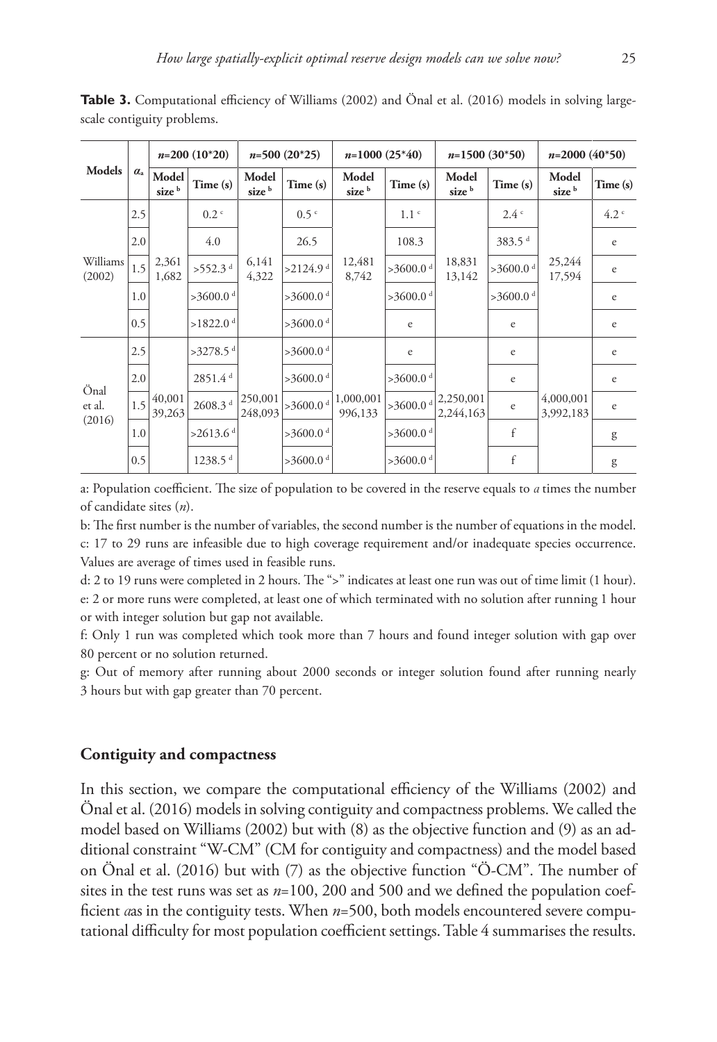**Table 3.** Computational efficiency of Williams (2002) and Önal et al. (2016) models in solving large-scale contiguity problems.

| Models | $\alpha$ [a] | $n$=200 (10*20) | | $n$=500 (20*25) | | $n$=1000 (25*40) | | $n$=1500 (30*50) | | $n$=2000 (40*50) | |
|---|---|---|---|---|---|---|---|---|---|---|---|
| | | Model size [b] | Time (s) | Model size [b] | Time (s) | Model size [b] | Time (s) | Model size [b] | Time (s) | Model size [b] | Time (s) |
| Williams (2002) | 2.5 | 2,361 1,682 | 0.2 [c] | 6,141 4,322 | 0.5 [c] | 12,481 8,742 | 1.1 [c] | 18,831 13,142 | 2.4 [c] | 25,244 17,594 | 4.2 [c] |
| | 2.0 | | 4.0 | | 26.5 | | 108.3 | | 383.5 [d] | | e |
| | 1.5 | | >552.3 [d] | | >2124.9 [d] | | >3600.0 [d] | | >3600.0 [d] | | e |
| | 1.0 | | >3600.0 [d] | | >3600.0 [d] | | >3600.0 [d] | | >3600.0 [d] | | e |
| | 0.5 | | >1822.0 [d] | | >3600.0 [d] | | e | | e | | e |
| Önal et al. (2016) | 2.5 | 40,001 39,263 | >3278.5 [d] | 250,001 248,093 | >3600.0 [d] | 1,000,001 996,133 | e | 2,250,001 2,244,163 | e | 4,000,001 3,992,183 | e |
| | 2.0 | | 2851.4 [d] | | >3600.0 [d] | | >3600.0 [d] | | e | | e |
| | 1.5 | | 2608.3 [d] | | >3600.0 [d] | | >3600.0 [d] | | e | | e |
| | 1.0 | | >2613.6 [d] | | >3600.0 [d] | | >3600.0 [d] | | f | | g |
| | 0.5 | | 1238.5 [d] | | >3600.0 [d] | | >3600.0 [d] | | f | | g |

a: Population coefficient. The size of population to be covered in the reserve equals to $a$ times the number of candidate sites ($n$).

b: The first number is the number of variables, the second number is the number of equations in the model.

c: 17 to 29 runs are infeasible due to high coverage requirement and/or inadequate species occurrence. Values are average of times used in feasible runs.

d: 2 to 19 runs were completed in 2 hours. The ">" indicates at least one run was out of time limit (1 hour).

e: 2 or more runs were completed, at least one of which terminated with no solution after running 1 hour or with integer solution but gap not available.

f: Only 1 run was completed which took more than 7 hours and found integer solution with gap over 80 percent or no solution returned.

g: Out of memory after running about 2000 seconds or integer solution found after running nearly 3 hours but with gap greater than 70 percent.

## Contiguity and compactness

In this section, we compare the computational efficiency of the Williams (2002) and Önal et al. (2016) models in solving contiguity and compactness problems. We called the model based on Williams (2002) but with (8) as the objective function and (9) as an additional constraint "W-CM" (CM for contiguity and compactness) and the model based on Önal et al. (2016) but with (7) as the objective function "Ö-CM". The number of sites in the test runs was set as $n$=100, 200 and 500 and we defined the population coefficient $a$as in the contiguity tests. When $n$=500, both models encountered severe computational difficulty for most population coefficient settings. Table 4 summarises the results.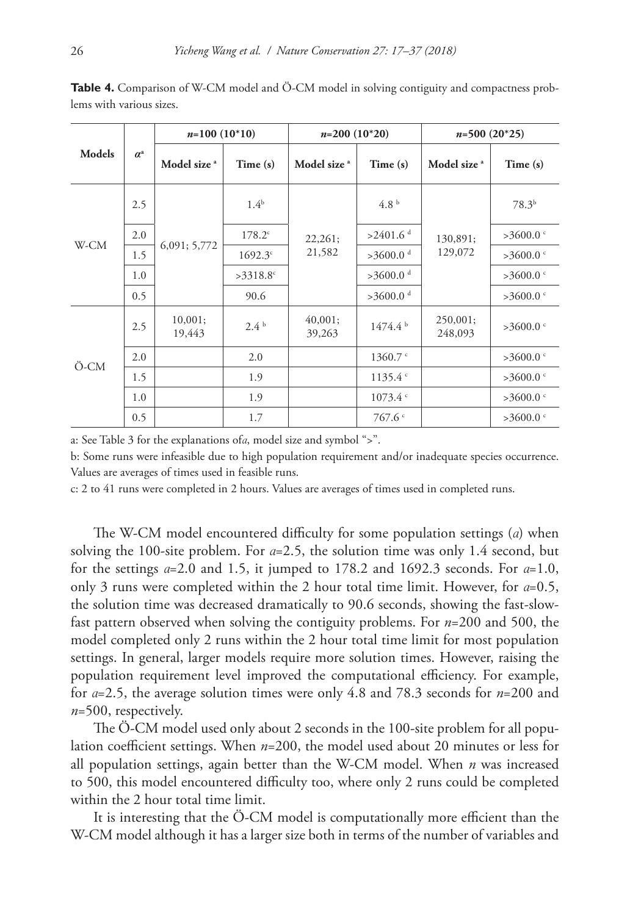**Table 4.** Comparison of W-CM model and Ö-CM model in solving contiguity and compactness problems with various sizes.

| Models | $\alpha$[a] | $n$=100 (10*10) | | $n$=200 (10*20) | | $n$=500 (20*25) | |
|---|---|---|---|---|---|---|---|
| | | Model size [a] | Time (s) | Model size [a] | Time (s) | Model size [a] | Time (s) |
| W-CM | 2.5 | 6,091; 5,772 | 1.4[b] | 22,261; 21,582 | 4.8 [b] | 130,891; 129,072 | 78.3[b] |
| | 2.0 | | 178.2[c] | | >2401.6 [d] | | >3600.0 [c] |
| | 1.5 | | 1692.3[c] | | >3600.0 [d] | | >3600.0 [c] |
| | 1.0 | | >3318.8[c] | | >3600.0 [d] | | >3600.0 [c] |
| | 0.5 | | 90.6 | | >3600.0 [d] | | >3600.0 [c] |
| Ö-CM | 2.5 | 10,001; 19,443 | 2.4 [b] | 40,001; 39,263 | 1474.4 [b] | 250,001; 248,093 | >3600.0 [c] |
| | 2.0 | | 2.0 | | 1360.7 [c] | | >3600.0 [c] |
| | 1.5 | | 1.9 | | 1135.4 [c] | | >3600.0 [c] |
| | 1.0 | | 1.9 | | 1073.4 [c] | | >3600.0 [c] |
| | 0.5 | | 1.7 | | 767.6 [c] | | >3600.0 [c] |

a: See Table 3 for the explanations of*a*, model size and symbol ">".

b: Some runs were infeasible due to high population requirement and/or inadequate species occurrence. Values are averages of times used in feasible runs.

c: 2 to 41 runs were completed in 2 hours. Values are averages of times used in completed runs.

The W-CM model encountered difficulty for some population settings ($a$) when solving the 100-site problem. For $a$=2.5, the solution time was only 1.4 second, but for the settings $a$=2.0 and 1.5, it jumped to 178.2 and 1692.3 seconds. For $a$=1.0, only 3 runs were completed within the 2 hour total time limit. However, for $a$=0.5, the solution time was decreased dramatically to 90.6 seconds, showing the fast-slow-fast pattern observed when solving the contiguity problems. For $n$=200 and 500, the model completed only 2 runs within the 2 hour total time limit for most population settings. In general, larger models require more solution times. However, raising the population requirement level improved the computational efficiency. For example, for $a$=2.5, the average solution times were only 4.8 and 78.3 seconds for $n$=200 and $n$=500, respectively.

The Ö-CM model used only about 2 seconds in the 100-site problem for all population coefficient settings. When $n$=200, the model used about 20 minutes or less for all population settings, again better than the W-CM model. When $n$ was increased to 500, this model encountered difficulty too, where only 2 runs could be completed within the 2 hour total time limit.

It is interesting that the Ö-CM model is computationally more efficient than the W-CM model although it has a larger size both in terms of the number of variables and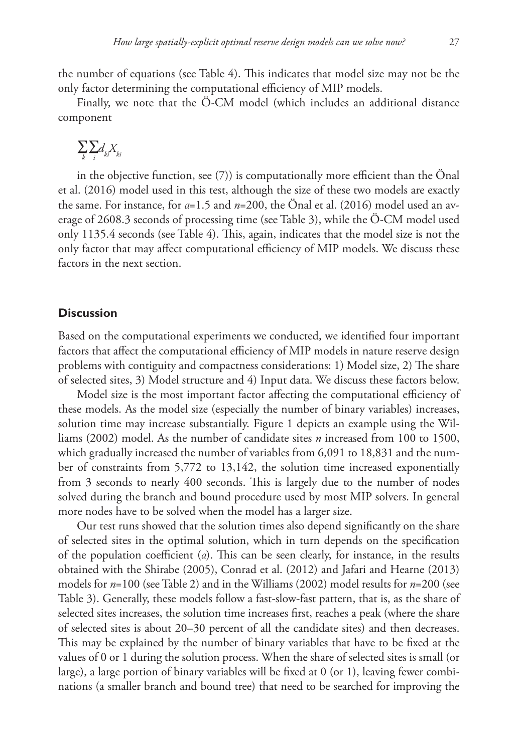the number of equations (see Table 4). This indicates that model size may not be the only factor determining the computational efficiency of MIP models.

Finally, we note that the Ö-CM model (which includes an additional distance component

$$\sum_k \sum_i d_{ki} X_{ki}$$

in the objective function, see (7)) is computationally more efficient than the Önal et al. (2016) model used in this test, although the size of these two models are exactly the same. For instance, for $a$=1.5 and $n$=200, the Önal et al. (2016) model used an average of 2608.3 seconds of processing time (see Table 3), while the Ö-CM model used only 1135.4 seconds (see Table 4). This, again, indicates that the model size is not the only factor that may affect computational efficiency of MIP models. We discuss these factors in the next section.

## Discussion

Based on the computational experiments we conducted, we identified four important factors that affect the computational efficiency of MIP models in nature reserve design problems with contiguity and compactness considerations: 1) Model size, 2) The share of selected sites, 3) Model structure and 4) Input data. We discuss these factors below.

Model size is the most important factor affecting the computational efficiency of these models. As the model size (especially the number of binary variables) increases, solution time may increase substantially. Figure 1 depicts an example using the Williams (2002) model. As the number of candidate sites $n$ increased from 100 to 1500, which gradually increased the number of variables from 6,091 to 18,831 and the number of constraints from 5,772 to 13,142, the solution time increased exponentially from 3 seconds to nearly 400 seconds. This is largely due to the number of nodes solved during the branch and bound procedure used by most MIP solvers. In general more nodes have to be solved when the model has a larger size.

Our test runs showed that the solution times also depend significantly on the share of selected sites in the optimal solution, which in turn depends on the specification of the population coefficient ($a$). This can be seen clearly, for instance, in the results obtained with the Shirabe (2005), Conrad et al. (2012) and Jafari and Hearne (2013) models for $n$=100 (see Table 2) and in the Williams (2002) model results for $n$=200 (see Table 3). Generally, these models follow a fast-slow-fast pattern, that is, as the share of selected sites increases, the solution time increases first, reaches a peak (where the share of selected sites is about 20–30 percent of all the candidate sites) and then decreases. This may be explained by the number of binary variables that have to be fixed at the values of 0 or 1 during the solution process. When the share of selected sites is small (or large), a large portion of binary variables will be fixed at 0 (or 1), leaving fewer combinations (a smaller branch and bound tree) that need to be searched for improving the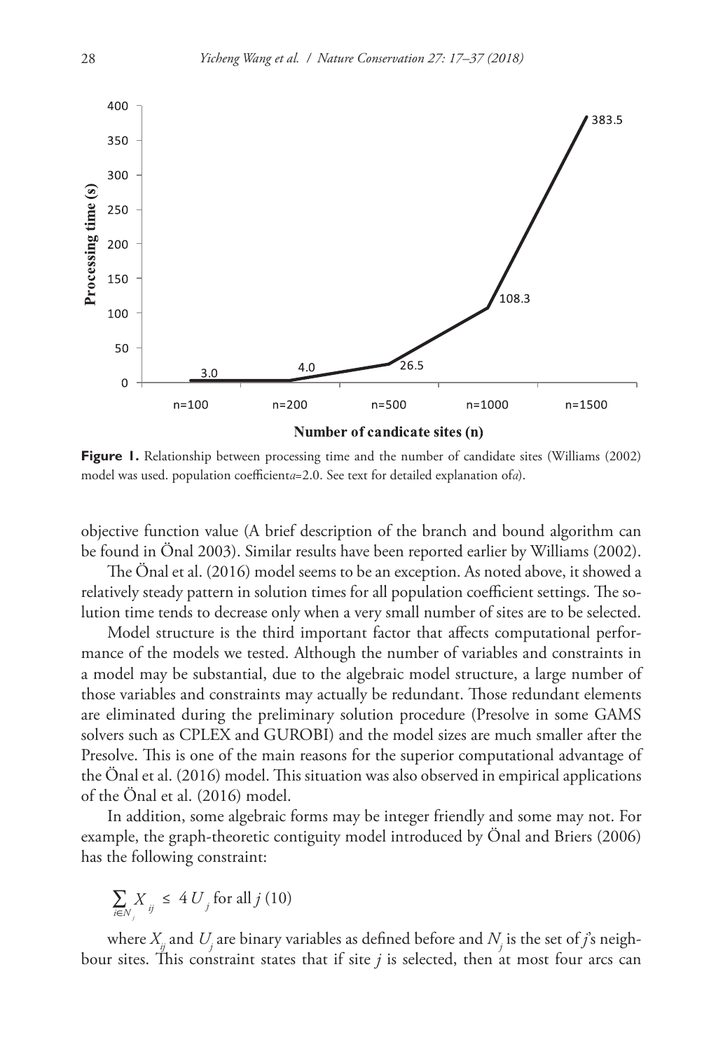**Figure 1.** Relationship between processing time and the number of candidate sites (Williams (2002) model was used. population coefficient*a*=2.0. See text for detailed explanation of*a*).

objective function value (A brief description of the branch and bound algorithm can be found in Önal 2003). Similar results have been reported earlier by Williams (2002).

The Önal et al. (2016) model seems to be an exception. As noted above, it showed a relatively steady pattern in solution times for all population coefficient settings. The solution time tends to decrease only when a very small number of sites are to be selected.

Model structure is the third important factor that affects computational performance of the models we tested. Although the number of variables and constraints in a model may be substantial, due to the algebraic model structure, a large number of those variables and constraints may actually be redundant. Those redundant elements are eliminated during the preliminary solution procedure (Presolve in some GAMS solvers such as CPLEX and GUROBI) and the model sizes are much smaller after the Presolve. This is one of the main reasons for the superior computational advantage of the Önal et al. (2016) model. This situation was also observed in empirical applications of the Önal et al. (2016) model.

In addition, some algebraic forms may be integer friendly and some may not. For example, the graph-theoretic contiguity model introduced by Önal and Briers (2006) has the following constraint:

$$\sum_{i \in N_j} X_{ij} \leq 4\,U_j \text{ for all } j \quad (10)$$

where $X_{ij}$ and $U_j$ are binary variables as defined before and $N_j$ is the set of *j*'s neighbour sites. This constraint states that if site *j* is selected, then at most four arcs can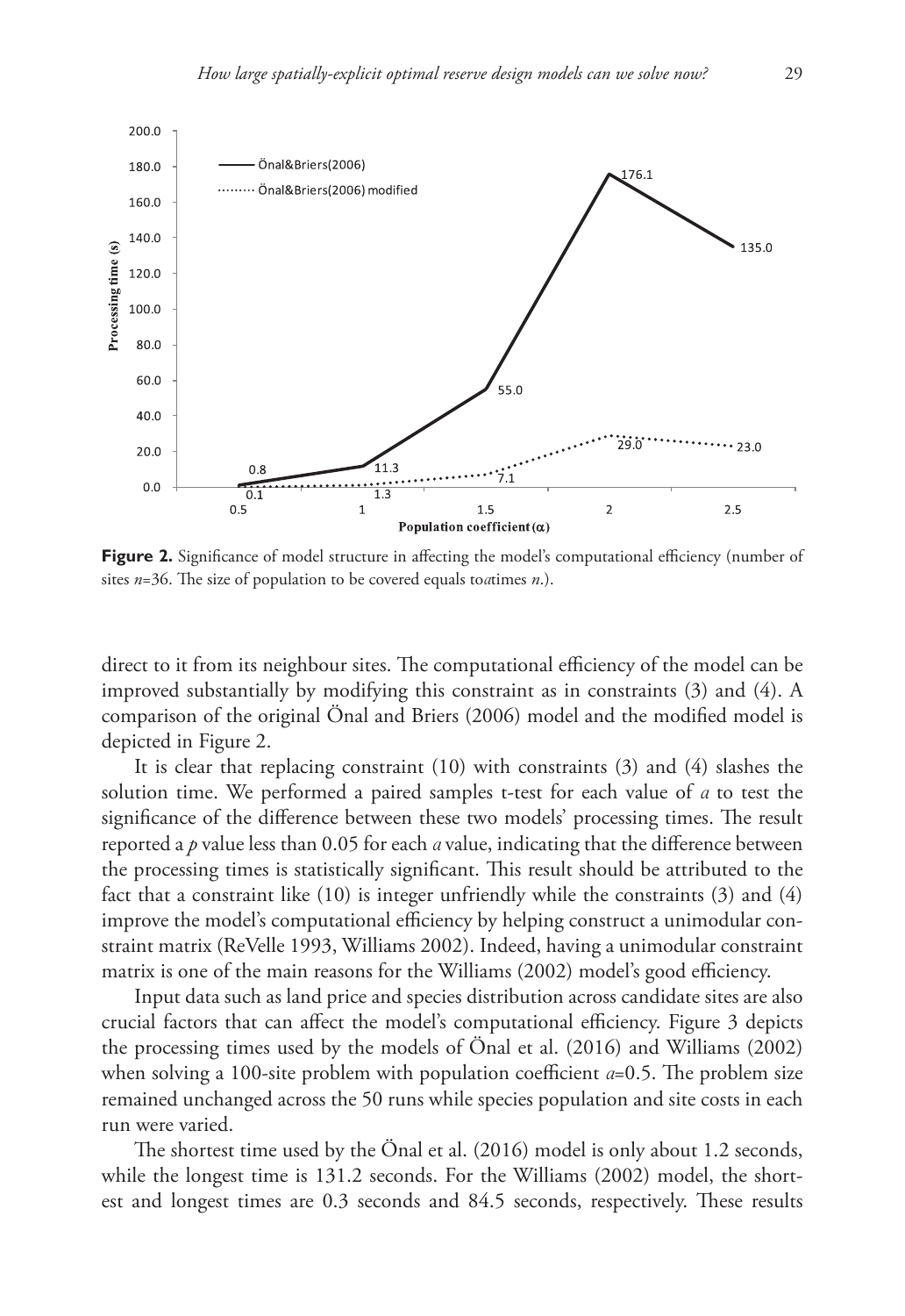**Figure 2.** Significance of model structure in affecting the model's computational efficiency (number of sites $n$=36. The size of population to be covered equals to$\alpha$times $n$.).

direct to it from its neighbour sites. The computational efficiency of the model can be improved substantially by modifying this constraint as in constraints (3) and (4). A comparison of the original Önal and Briers (2006) model and the modified model is depicted in Figure 2.

It is clear that replacing constraint (10) with constraints (3) and (4) slashes the solution time. We performed a paired samples t-test for each value of $a$ to test the significance of the difference between these two models' processing times. The result reported a $p$ value less than 0.05 for each $a$ value, indicating that the difference between the processing times is statistically significant. This result should be attributed to the fact that a constraint like (10) is integer unfriendly while the constraints (3) and (4) improve the model's computational efficiency by helping construct a unimodular constraint matrix (ReVelle 1993, Williams 2002). Indeed, having a unimodular constraint matrix is one of the main reasons for the Williams (2002) model's good efficiency.

Input data such as land price and species distribution across candidate sites are also crucial factors that can affect the model's computational efficiency. Figure 3 depicts the processing times used by the models of Önal et al. (2016) and Williams (2002) when solving a 100-site problem with population coefficient $a$=0.5. The problem size remained unchanged across the 50 runs while species population and site costs in each run were varied.

The shortest time used by the Önal et al. (2016) model is only about 1.2 seconds, while the longest time is 131.2 seconds. For the Williams (2002) model, the shortest and longest times are 0.3 seconds and 84.5 seconds, respectively. These results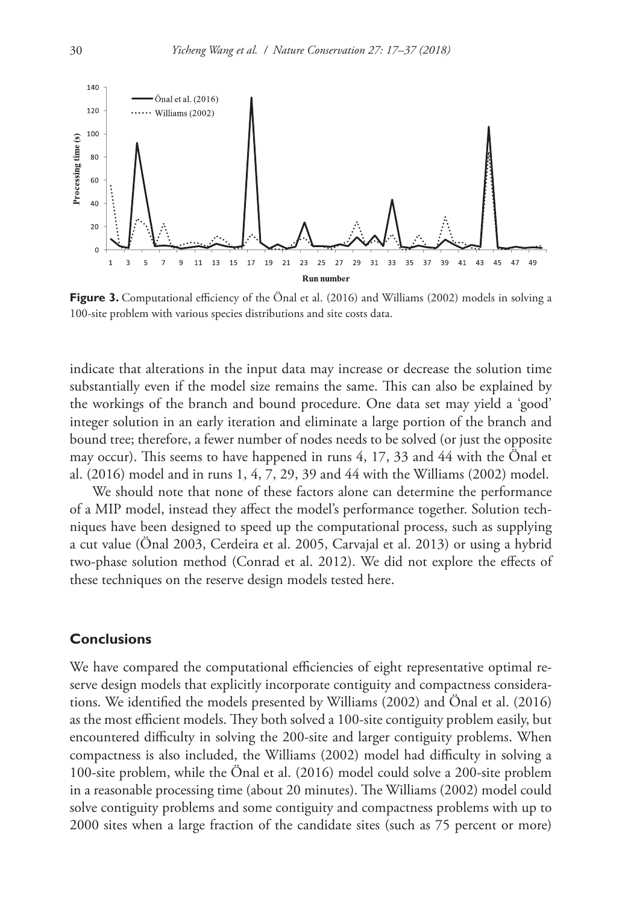**Figure 3.** Computational efficiency of the Önal et al. (2016) and Williams (2002) models in solving a 100-site problem with various species distributions and site costs data.

indicate that alterations in the input data may increase or decrease the solution time substantially even if the model size remains the same. This can also be explained by the workings of the branch and bound procedure. One data set may yield a 'good' integer solution in an early iteration and eliminate a large portion of the branch and bound tree; therefore, a fewer number of nodes needs to be solved (or just the opposite may occur). This seems to have happened in runs 4, 17, 33 and 44 with the Önal et al. (2016) model and in runs 1, 4, 7, 29, 39 and 44 with the Williams (2002) model.

We should note that none of these factors alone can determine the performance of a MIP model, instead they affect the model's performance together. Solution techniques have been designed to speed up the computational process, such as supplying a cut value (Önal 2003, Cerdeira et al. 2005, Carvajal et al. 2013) or using a hybrid two-phase solution method (Conrad et al. 2012). We did not explore the effects of these techniques on the reserve design models tested here.

## Conclusions

We have compared the computational efficiencies of eight representative optimal reserve design models that explicitly incorporate contiguity and compactness considerations. We identified the models presented by Williams (2002) and Önal et al. (2016) as the most efficient models. They both solved a 100-site contiguity problem easily, but encountered difficulty in solving the 200-site and larger contiguity problems. When compactness is also included, the Williams (2002) model had difficulty in solving a 100-site problem, while the Önal et al. (2016) model could solve a 200-site problem in a reasonable processing time (about 20 minutes). The Williams (2002) model could solve contiguity problems and some contiguity and compactness problems with up to 2000 sites when a large fraction of the candidate sites (such as 75 percent or more)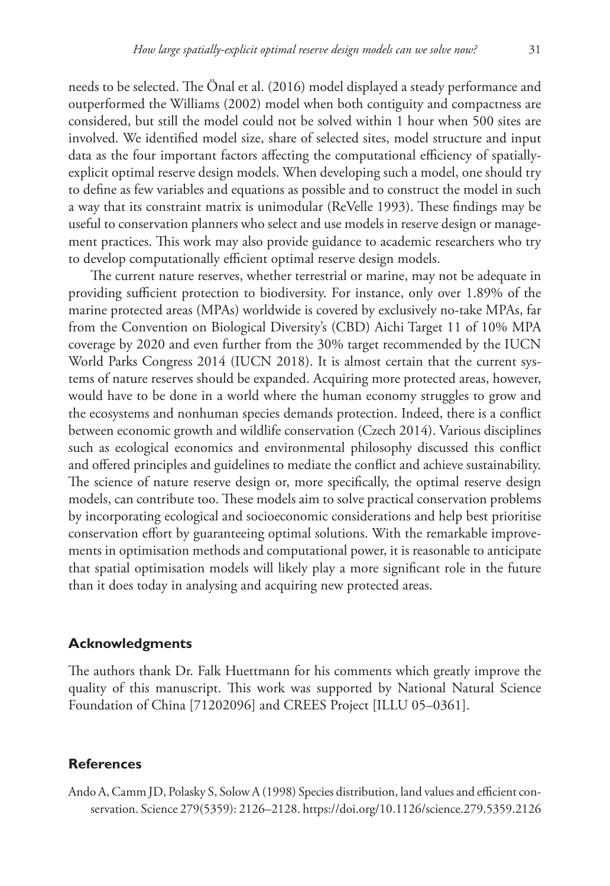needs to be selected. The Önal et al. (2016) model displayed a steady performance and outperformed the Williams (2002) model when both contiguity and compactness are considered, but still the model could not be solved within 1 hour when 500 sites are involved. We identified model size, share of selected sites, model structure and input data as the four important factors affecting the computational efficiency of spatially-explicit optimal reserve design models. When developing such a model, one should try to define as few variables and equations as possible and to construct the model in such a way that its constraint matrix is unimodular (ReVelle 1993). These findings may be useful to conservation planners who select and use models in reserve design or management practices. This work may also provide guidance to academic researchers who try to develop computationally efficient optimal reserve design models.

The current nature reserves, whether terrestrial or marine, may not be adequate in providing sufficient protection to biodiversity. For instance, only over 1.89% of the marine protected areas (MPAs) worldwide is covered by exclusively no-take MPAs, far from the Convention on Biological Diversity's (CBD) Aichi Target 11 of 10% MPA coverage by 2020 and even further from the 30% target recommended by the IUCN World Parks Congress 2014 (IUCN 2018). It is almost certain that the current systems of nature reserves should be expanded. Acquiring more protected areas, however, would have to be done in a world where the human economy struggles to grow and the ecosystems and nonhuman species demands protection. Indeed, there is a conflict between economic growth and wildlife conservation (Czech 2014). Various disciplines such as ecological economics and environmental philosophy discussed this conflict and offered principles and guidelines to mediate the conflict and achieve sustainability. The science of nature reserve design or, more specifically, the optimal reserve design models, can contribute too. These models aim to solve practical conservation problems by incorporating ecological and socioeconomic considerations and help best prioritise conservation effort by guaranteeing optimal solutions. With the remarkable improvements in optimisation methods and computational power, it is reasonable to anticipate that spatial optimisation models will likely play a more significant role in the future than it does today in analysing and acquiring new protected areas.

## Acknowledgments

The authors thank Dr. Falk Huettmann for his comments which greatly improve the quality of this manuscript. This work was supported by National Natural Science Foundation of China [71202096] and CREES Project [ILLU 05–0361].

## References

Ando A, Camm JD, Polasky S, Solow A (1998) Species distribution, land values and efficient conservation. Science 279(5359): 2126–2128. https://doi.org/10.1126/science.279.5359.2126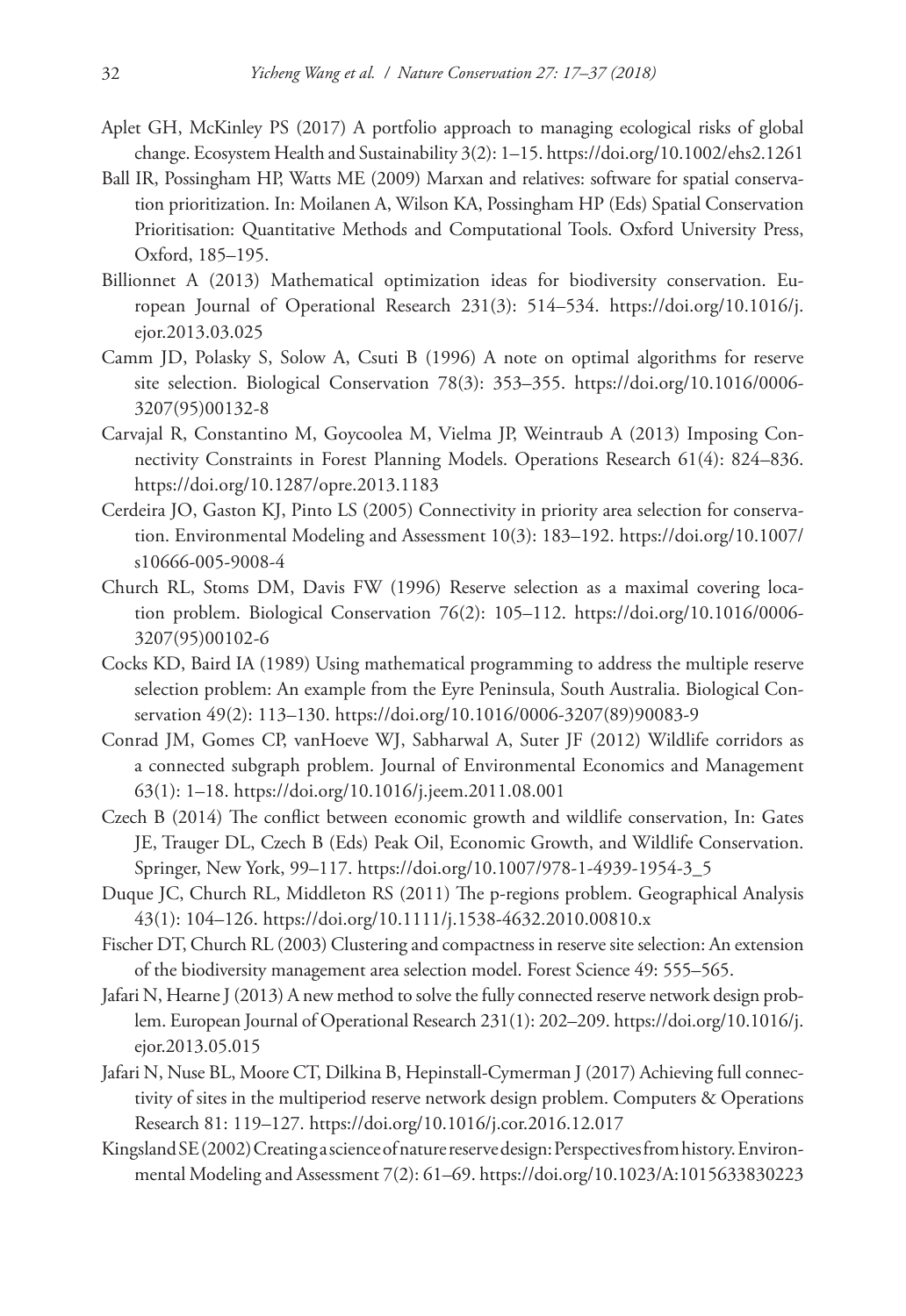Aplet GH, McKinley PS (2017) A portfolio approach to managing ecological risks of global change. Ecosystem Health and Sustainability 3(2): 1–15. https://doi.org/10.1002/ehs2.1261

Ball IR, Possingham HP, Watts ME (2009) Marxan and relatives: software for spatial conservation prioritization. In: Moilanen A, Wilson KA, Possingham HP (Eds) Spatial Conservation Prioritisation: Quantitative Methods and Computational Tools. Oxford University Press, Oxford, 185–195.

Billionnet A (2013) Mathematical optimization ideas for biodiversity conservation. European Journal of Operational Research 231(3): 514–534. https://doi.org/10.1016/j.ejor.2013.03.025

Camm JD, Polasky S, Solow A, Csuti B (1996) A note on optimal algorithms for reserve site selection. Biological Conservation 78(3): 353–355. https://doi.org/10.1016/0006-3207(95)00132-8

Carvajal R, Constantino M, Goycoolea M, Vielma JP, Weintraub A (2013) Imposing Connectivity Constraints in Forest Planning Models. Operations Research 61(4): 824–836. https://doi.org/10.1287/opre.2013.1183

Cerdeira JO, Gaston KJ, Pinto LS (2005) Connectivity in priority area selection for conservation. Environmental Modeling and Assessment 10(3): 183–192. https://doi.org/10.1007/s10666-005-9008-4

Church RL, Stoms DM, Davis FW (1996) Reserve selection as a maximal covering location problem. Biological Conservation 76(2): 105–112. https://doi.org/10.1016/0006-3207(95)00102-6

Cocks KD, Baird IA (1989) Using mathematical programming to address the multiple reserve selection problem: An example from the Eyre Peninsula, South Australia. Biological Conservation 49(2): 113–130. https://doi.org/10.1016/0006-3207(89)90083-9

Conrad JM, Gomes CP, vanHoeve WJ, Sabharwal A, Suter JF (2012) Wildlife corridors as a connected subgraph problem. Journal of Environmental Economics and Management 63(1): 1–18. https://doi.org/10.1016/j.jeem.2011.08.001

Czech B (2014) The conflict between economic growth and wildlife conservation, In: Gates JE, Trauger DL, Czech B (Eds) Peak Oil, Economic Growth, and Wildlife Conservation. Springer, New York, 99–117. https://doi.org/10.1007/978-1-4939-1954-3_5

Duque JC, Church RL, Middleton RS (2011) The p-regions problem. Geographical Analysis 43(1): 104–126. https://doi.org/10.1111/j.1538-4632.2010.00810.x

Fischer DT, Church RL (2003) Clustering and compactness in reserve site selection: An extension of the biodiversity management area selection model. Forest Science 49: 555–565.

Jafari N, Hearne J (2013) A new method to solve the fully connected reserve network design problem. European Journal of Operational Research 231(1): 202–209. https://doi.org/10.1016/j.ejor.2013.05.015

Jafari N, Nuse BL, Moore CT, Dilkina B, Hepinstall-Cymerman J (2017) Achieving full connectivity of sites in the multiperiod reserve network design problem. Computers & Operations Research 81: 119–127. https://doi.org/10.1016/j.cor.2016.12.017

Kingsland SE (2002) Creating a science of nature reserve design: Perspectives from history. Environmental Modeling and Assessment 7(2): 61–69. https://doi.org/10.1023/A:1015633830223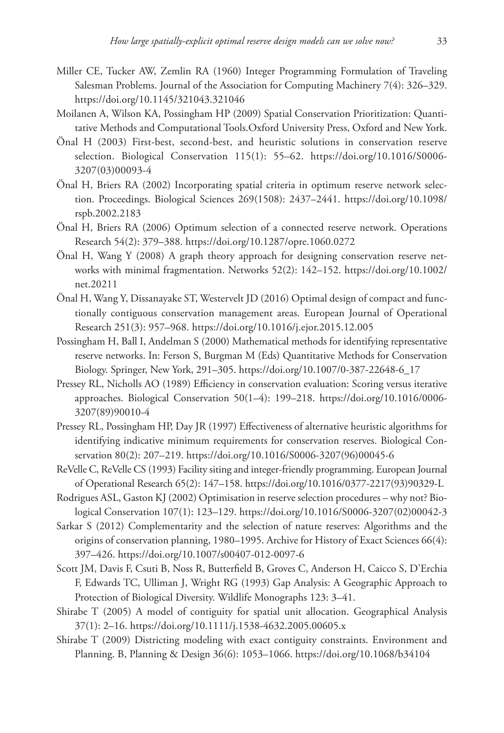Miller CE, Tucker AW, Zemlin RA (1960) Integer Programming Formulation of Traveling Salesman Problems. Journal of the Association for Computing Machinery 7(4): 326–329. https://doi.org/10.1145/321043.321046

Moilanen A, Wilson KA, Possingham HP (2009) Spatial Conservation Prioritization: Quantitative Methods and Computational Tools.Oxford University Press, Oxford and New York.

Önal H (2003) First-best, second-best, and heuristic solutions in conservation reserve selection. Biological Conservation 115(1): 55–62. https://doi.org/10.1016/S0006-3207(03)00093-4

Önal H, Briers RA (2002) Incorporating spatial criteria in optimum reserve network selection. Proceedings. Biological Sciences 269(1508): 2437–2441. https://doi.org/10.1098/rspb.2002.2183

Önal H, Briers RA (2006) Optimum selection of a connected reserve network. Operations Research 54(2): 379–388. https://doi.org/10.1287/opre.1060.0272

Önal H, Wang Y (2008) A graph theory approach for designing conservation reserve networks with minimal fragmentation. Networks 52(2): 142–152. https://doi.org/10.1002/net.20211

Önal H, Wang Y, Dissanayake ST, Westervelt JD (2016) Optimal design of compact and functionally contiguous conservation management areas. European Journal of Operational Research 251(3): 957–968. https://doi.org/10.1016/j.ejor.2015.12.005

Possingham H, Ball I, Andelman S (2000) Mathematical methods for identifying representative reserve networks. In: Ferson S, Burgman M (Eds) Quantitative Methods for Conservation Biology. Springer, New York, 291–305. https://doi.org/10.1007/0-387-22648-6_17

Pressey RL, Nicholls AO (1989) Efficiency in conservation evaluation: Scoring versus iterative approaches. Biological Conservation 50(1–4): 199–218. https://doi.org/10.1016/0006-3207(89)90010-4

Pressey RL, Possingham HP, Day JR (1997) Effectiveness of alternative heuristic algorithms for identifying indicative minimum requirements for conservation reserves. Biological Conservation 80(2): 207–219. https://doi.org/10.1016/S0006-3207(96)00045-6

ReVelle C, ReVelle CS (1993) Facility siting and integer-friendly programming. European Journal of Operational Research 65(2): 147–158. https://doi.org/10.1016/0377-2217(93)90329-L

Rodrigues ASL, Gaston KJ (2002) Optimisation in reserve selection procedures – why not? Biological Conservation 107(1): 123–129. https://doi.org/10.1016/S0006-3207(02)00042-3

Sarkar S (2012) Complementarity and the selection of nature reserves: Algorithms and the origins of conservation planning, 1980–1995. Archive for History of Exact Sciences 66(4): 397–426. https://doi.org/10.1007/s00407-012-0097-6

Scott JM, Davis F, Csuti B, Noss R, Butterfield B, Groves C, Anderson H, Caicco S, D'Erchia F, Edwards TC, Ulliman J, Wright RG (1993) Gap Analysis: A Geographic Approach to Protection of Biological Diversity. Wildlife Monographs 123: 3–41.

Shirabe T (2005) A model of contiguity for spatial unit allocation. Geographical Analysis 37(1): 2–16. https://doi.org/10.1111/j.1538-4632.2005.00605.x

Shirabe T (2009) Districting modeling with exact contiguity constraints. Environment and Planning. B, Planning & Design 36(6): 1053–1066. https://doi.org/10.1068/b34104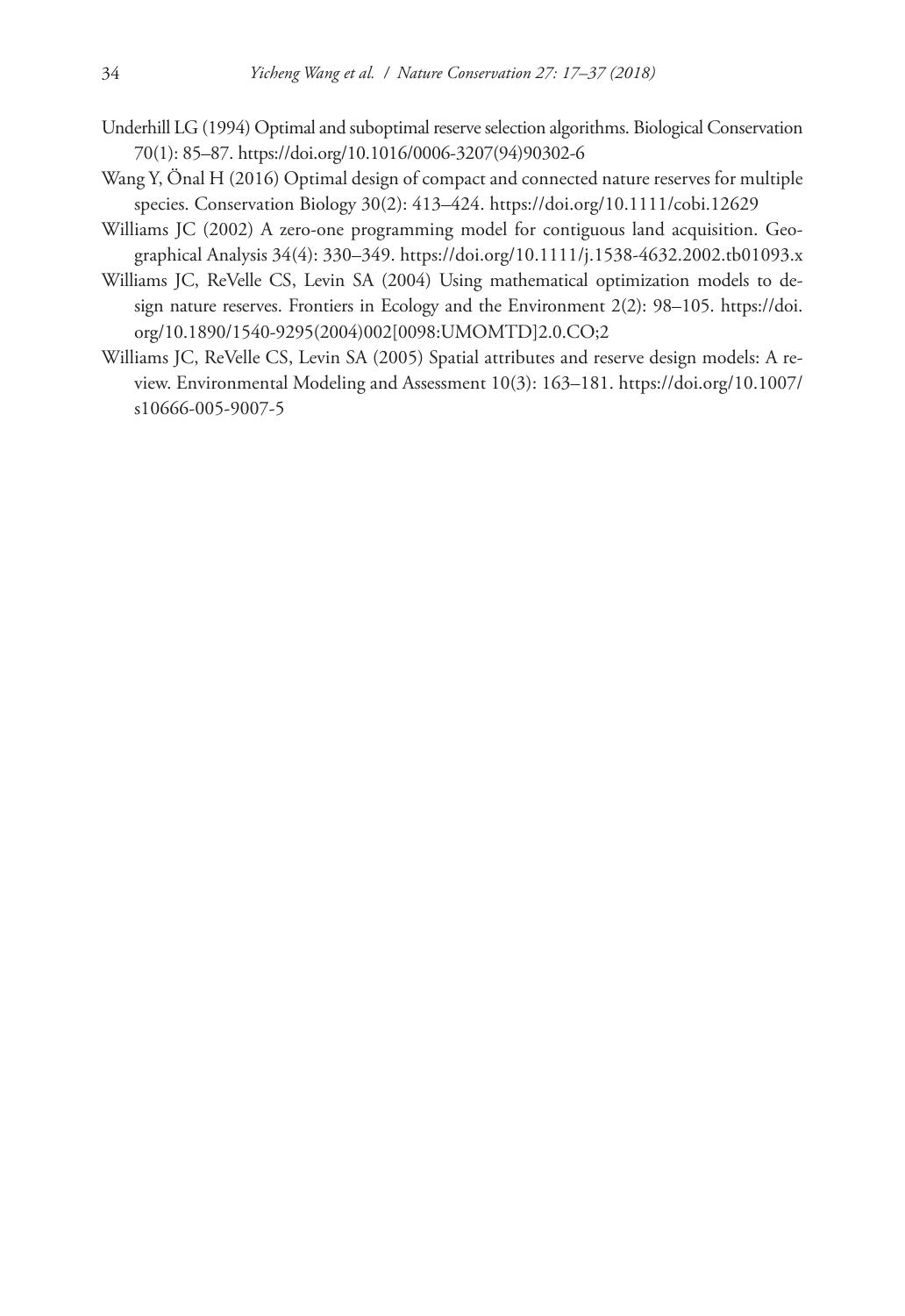Underhill LG (1994) Optimal and suboptimal reserve selection algorithms. Biological Conservation 70(1): 85–87. https://doi.org/10.1016/0006-3207(94)90302-6

Wang Y, Önal H (2016) Optimal design of compact and connected nature reserves for multiple species. Conservation Biology 30(2): 413–424. https://doi.org/10.1111/cobi.12629

Williams JC (2002) A zero-one programming model for contiguous land acquisition. Geographical Analysis 34(4): 330–349. https://doi.org/10.1111/j.1538-4632.2002.tb01093.x

Williams JC, ReVelle CS, Levin SA (2004) Using mathematical optimization models to design nature reserves. Frontiers in Ecology and the Environment 2(2): 98–105. https://doi.org/10.1890/1540-9295(2004)002[0098:UMOMTD]2.0.CO;2

Williams JC, ReVelle CS, Levin SA (2005) Spatial attributes and reserve design models: A review. Environmental Modeling and Assessment 10(3): 163–181. https://doi.org/10.1007/s10666-005-9007-5